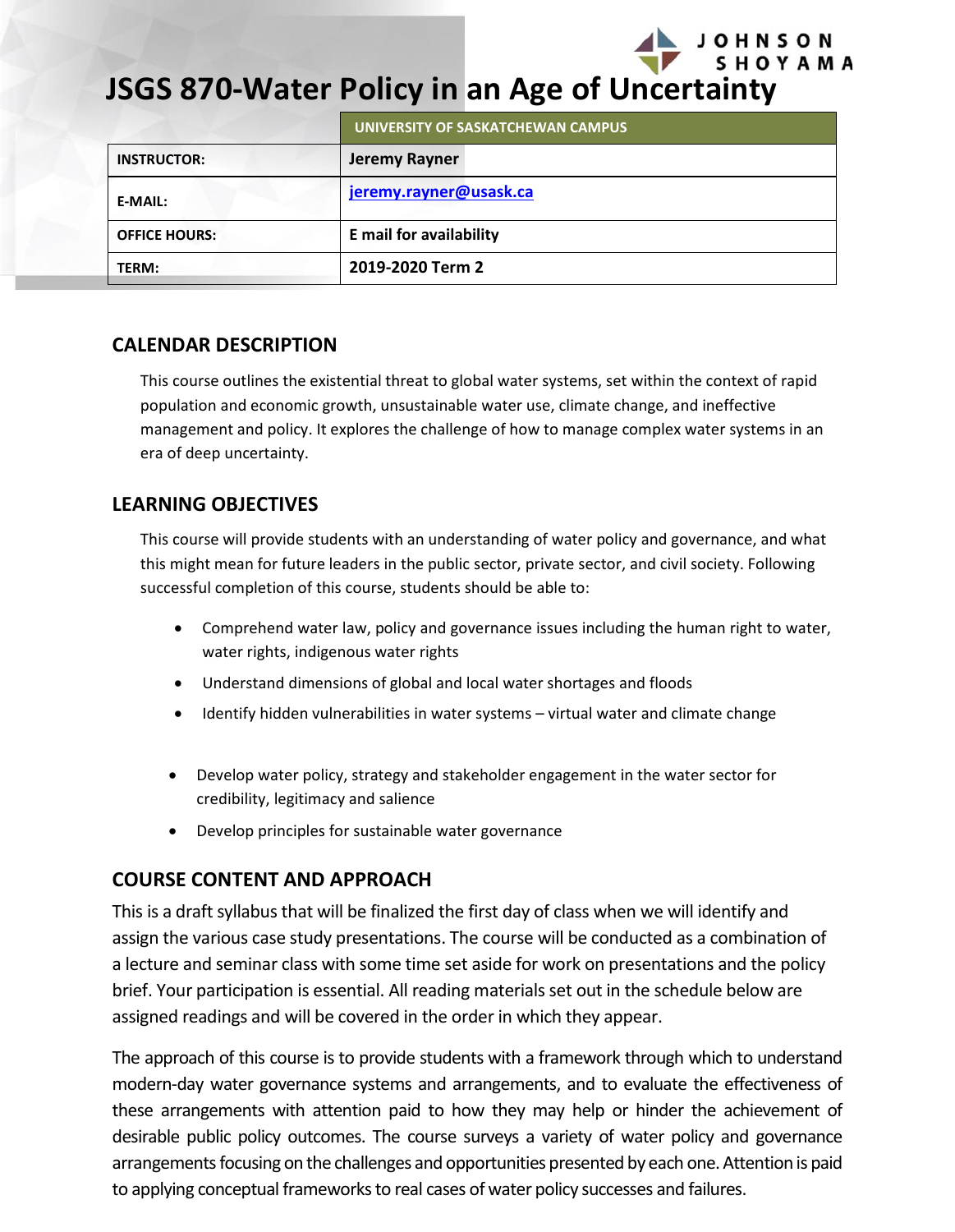JOHNSON SHOYAMA

# JSGS 870-Water Policy in an Age of Uncertainty

| | UNIVERSITY OF SASKATCHEWAN CAMPUS |
|---|---|
| **INSTRUCTOR:** | **Jeremy Rayner** |
| **E-MAIL:** | **jeremy.rayner@usask.ca** |
| **OFFICE HOURS:** | **E mail for availability** |
| **TERM:** | **2019-2020 Term 2** |

## CALENDAR DESCRIPTION

This course outlines the existential threat to global water systems, set within the context of rapid population and economic growth, unsustainable water use, climate change, and ineffective management and policy. It explores the challenge of how to manage complex water systems in an era of deep uncertainty.

## LEARNING OBJECTIVES

This course will provide students with an understanding of water policy and governance, and what this might mean for future leaders in the public sector, private sector, and civil society. Following successful completion of this course, students should be able to:

- Comprehend water law, policy and governance issues including the human right to water, water rights, indigenous water rights
- Understand dimensions of global and local water shortages and floods
- Identify hidden vulnerabilities in water systems – virtual water and climate change
- Develop water policy, strategy and stakeholder engagement in the water sector for credibility, legitimacy and salience
- Develop principles for sustainable water governance

## COURSE CONTENT AND APPROACH

This is a draft syllabus that will be finalized the first day of class when we will identify and assign the various case study presentations. The course will be conducted as a combination of a lecture and seminar class with some time set aside for work on presentations and the policy brief. Your participation is essential. All reading materials set out in the schedule below are assigned readings and will be covered in the order in which they appear.

The approach of this course is to provide students with a framework through which to understand modern-day water governance systems and arrangements, and to evaluate the effectiveness of these arrangements with attention paid to how they may help or hinder the achievement of desirable public policy outcomes. The course surveys a variety of water policy and governance arrangements focusing on the challenges and opportunities presented by each one. Attention is paid to applying conceptual frameworks to real cases of water policy successes and failures.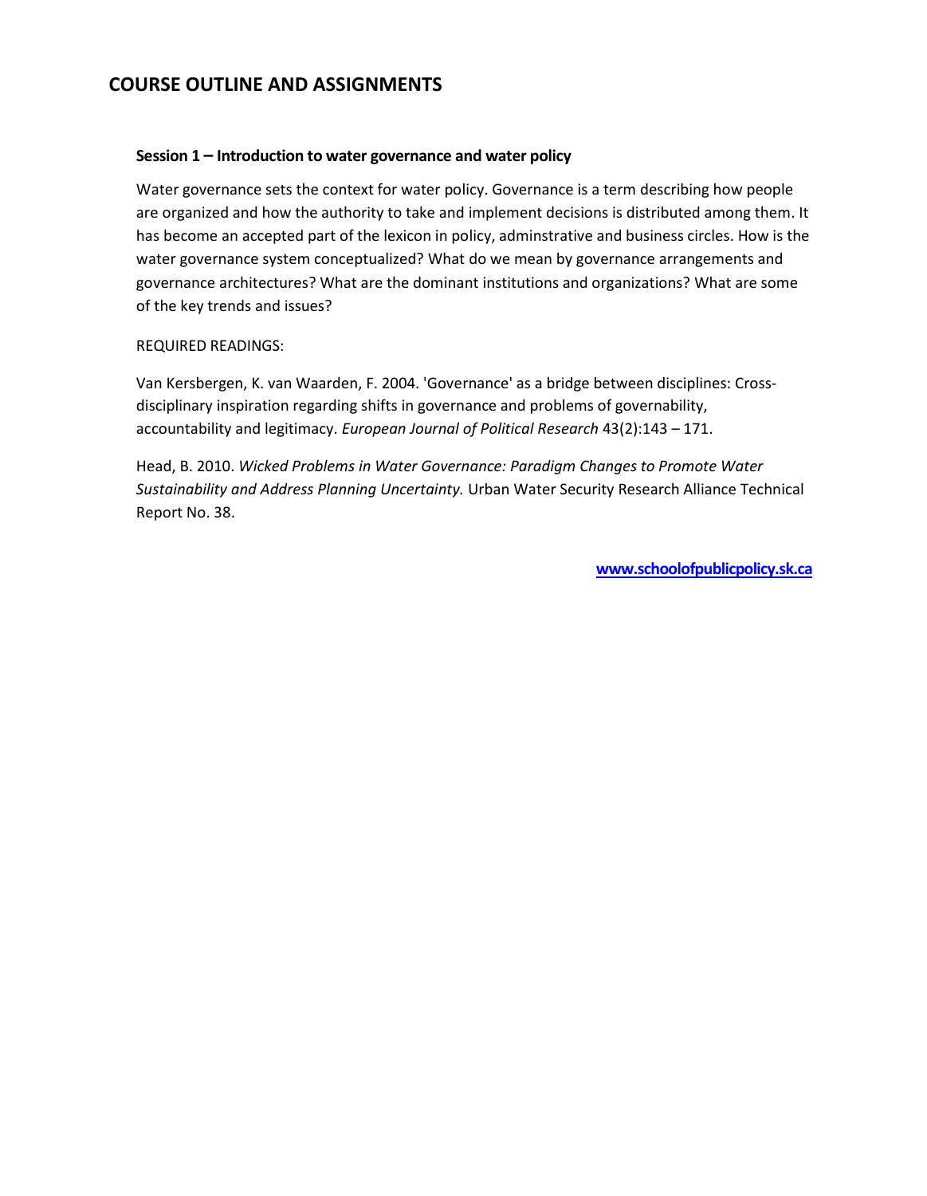# COURSE OUTLINE AND ASSIGNMENTS

### Session 1 – Introduction to water governance and water policy

Water governance sets the context for water policy. Governance is a term describing how people are organized and how the authority to take and implement decisions is distributed among them. It has become an accepted part of the lexicon in policy, adminstrative and business circles. How is the water governance system conceptualized? What do we mean by governance arrangements and governance architectures? What are the dominant institutions and organizations? What are some of the key trends and issues?

REQUIRED READINGS:

Van Kersbergen, K. van Waarden, F. 2004. 'Governance' as a bridge between disciplines: Cross-disciplinary inspiration regarding shifts in governance and problems of governability, accountability and legitimacy. *European Journal of Political Research* 43(2):143 – 171.

Head, B. 2010. *Wicked Problems in Water Governance: Paradigm Changes to Promote Water Sustainability and Address Planning Uncertainty.* Urban Water Security Research Alliance Technical Report No. 38.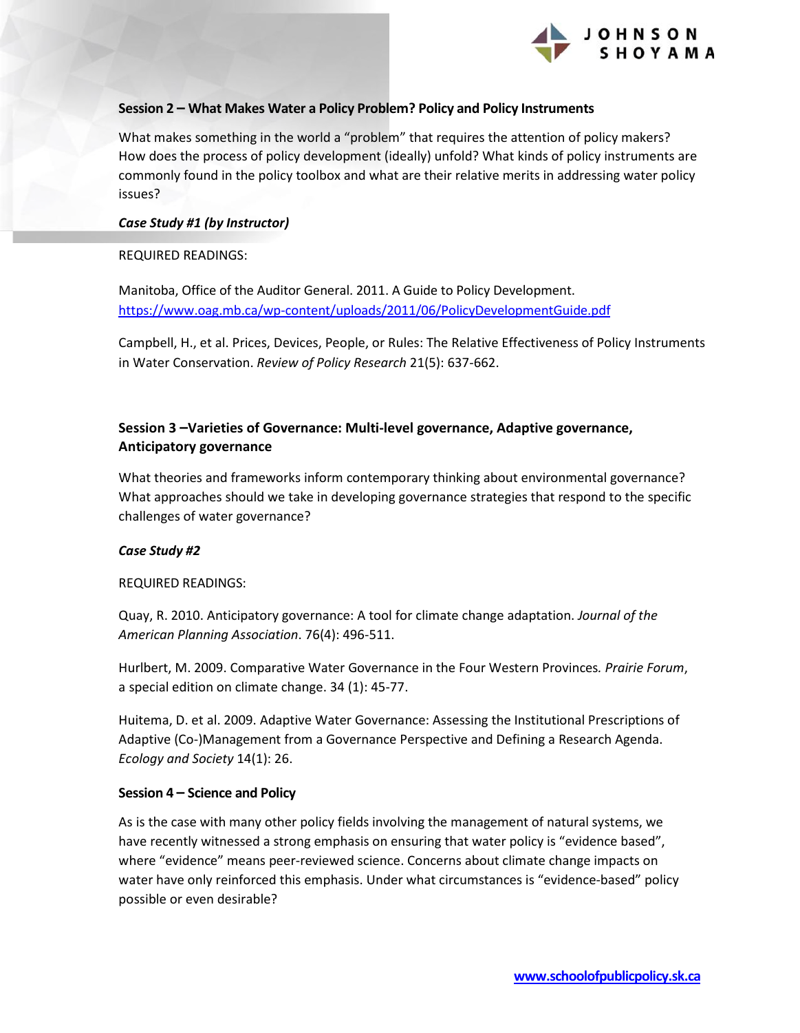### Session 2 – What Makes Water a Policy Problem? Policy and Policy Instruments

What makes something in the world a "problem" that requires the attention of policy makers? How does the process of policy development (ideally) unfold? What kinds of policy instruments are commonly found in the policy toolbox and what are their relative merits in addressing water policy issues?

***Case Study #1 (by Instructor)***

REQUIRED READINGS:

Manitoba, Office of the Auditor General. 2011. A Guide to Policy Development. https://www.oag.mb.ca/wp-content/uploads/2011/06/PolicyDevelopmentGuide.pdf

Campbell, H., et al. Prices, Devices, People, or Rules: The Relative Effectiveness of Policy Instruments in Water Conservation. *Review of Policy Research* 21(5): 637-662.

### Session 3 –Varieties of Governance: Multi-level governance, Adaptive governance, Anticipatory governance

What theories and frameworks inform contemporary thinking about environmental governance? What approaches should we take in developing governance strategies that respond to the specific challenges of water governance?

***Case Study #2***

REQUIRED READINGS:

Quay, R. 2010. Anticipatory governance: A tool for climate change adaptation. *Journal of the American Planning Association*. 76(4): 496-511.

Hurlbert, M. 2009. Comparative Water Governance in the Four Western Provinces. *Prairie Forum*, a special edition on climate change. 34 (1): 45-77.

Huitema, D. et al. 2009. Adaptive Water Governance: Assessing the Institutional Prescriptions of Adaptive (Co-)Management from a Governance Perspective and Defining a Research Agenda. *Ecology and Society* 14(1): 26.

### Session 4 – Science and Policy

As is the case with many other policy fields involving the management of natural systems, we have recently witnessed a strong emphasis on ensuring that water policy is "evidence based", where "evidence" means peer-reviewed science. Concerns about climate change impacts on water have only reinforced this emphasis. Under what circumstances is "evidence-based" policy possible or even desirable?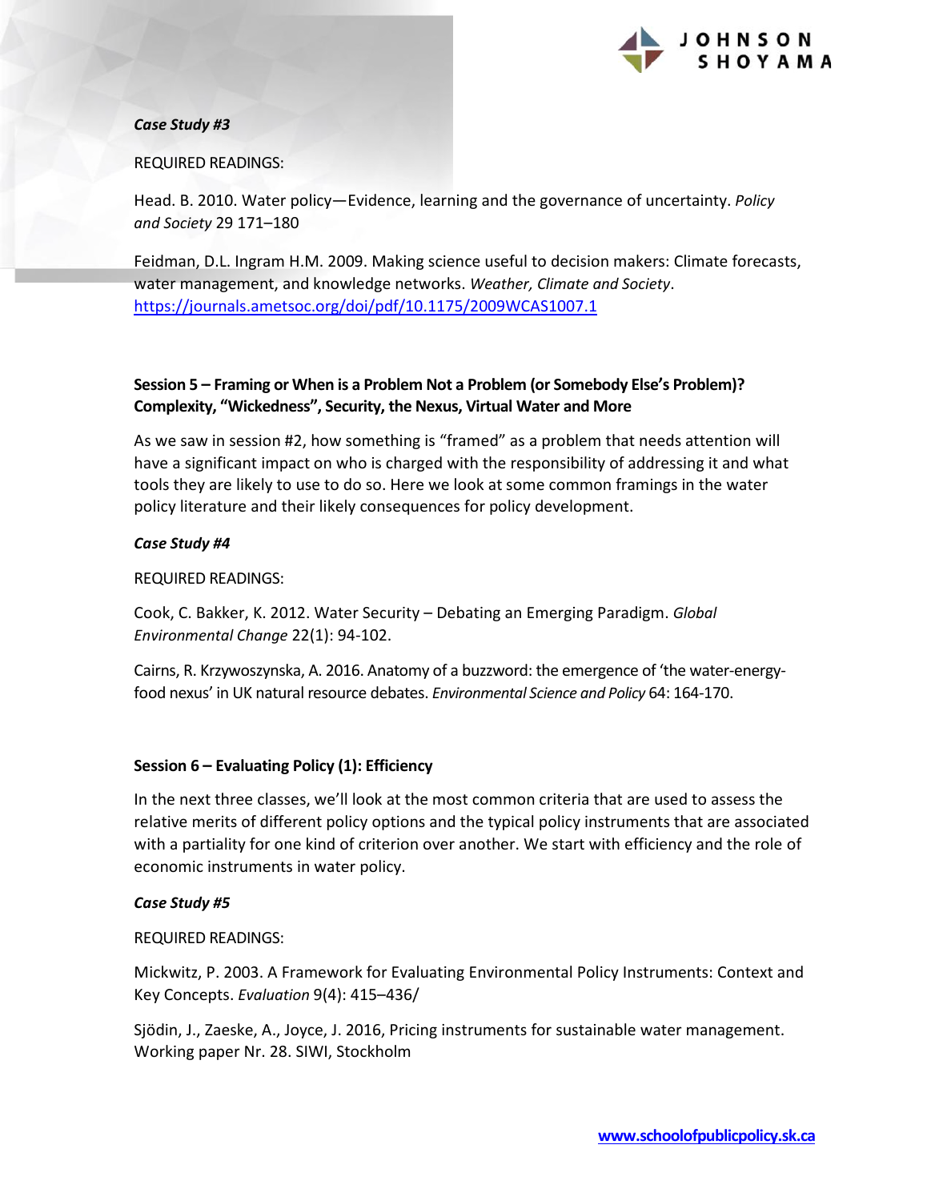*Case Study #3*

REQUIRED READINGS:

Head. B. 2010. Water policy—Evidence, learning and the governance of uncertainty. *Policy and Society* 29 171–180

Feidman, D.L. Ingram H.M. 2009. Making science useful to decision makers: Climate forecasts, water management, and knowledge networks. *Weather, Climate and Society*. https://journals.ametsoc.org/doi/pdf/10.1175/2009WCAS1007.1

**Session 5 – Framing or When is a Problem Not a Problem (or Somebody Else's Problem)? Complexity, "Wickedness", Security, the Nexus, Virtual Water and More**

As we saw in session #2, how something is "framed" as a problem that needs attention will have a significant impact on who is charged with the responsibility of addressing it and what tools they are likely to use to do so. Here we look at some common framings in the water policy literature and their likely consequences for policy development.

*Case Study #4*

REQUIRED READINGS:

Cook, C. Bakker, K. 2012. Water Security – Debating an Emerging Paradigm. *Global Environmental Change* 22(1): 94-102.

Cairns, R. Krzywoszynska, A. 2016. Anatomy of a buzzword: the emergence of 'the water-energy-food nexus' in UK natural resource debates. *Environmental Science and Policy* 64: 164-170.

**Session 6 – Evaluating Policy (1): Efficiency**

In the next three classes, we'll look at the most common criteria that are used to assess the relative merits of different policy options and the typical policy instruments that are associated with a partiality for one kind of criterion over another. We start with efficiency and the role of economic instruments in water policy.

*Case Study #5*

REQUIRED READINGS:

Mickwitz, P. 2003. A Framework for Evaluating Environmental Policy Instruments: Context and Key Concepts. *Evaluation* 9(4): 415–436/

Sjödin, J., Zaeske, A., Joyce, J. 2016, Pricing instruments for sustainable water management. Working paper Nr. 28. SIWI, Stockholm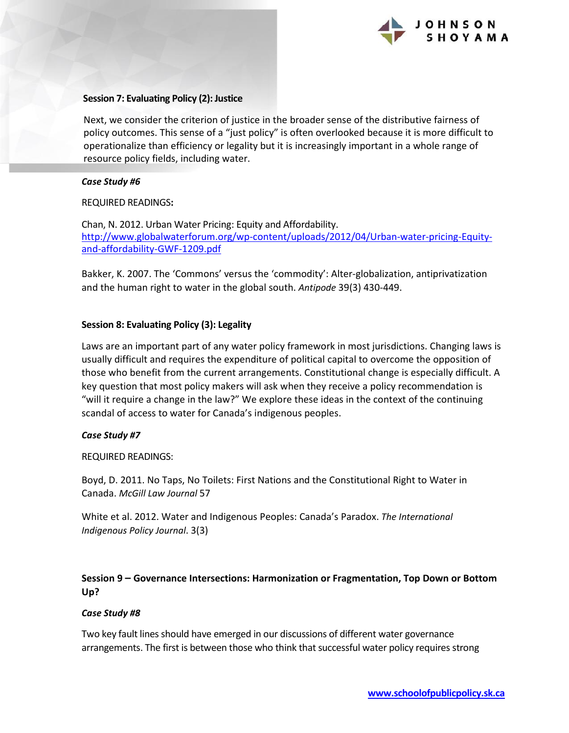**Session 7: Evaluating Policy (2): Justice**

Next, we consider the criterion of justice in the broader sense of the distributive fairness of policy outcomes. This sense of a "just policy" is often overlooked because it is more difficult to operationalize than efficiency or legality but it is increasingly important in a whole range of resource policy fields, including water.

***Case Study #6***

REQUIRED READINGS**:**

Chan, N. 2012. Urban Water Pricing: Equity and Affordability. http://www.globalwaterforum.org/wp-content/uploads/2012/04/Urban-water-pricing-Equity-and-affordability-GWF-1209.pdf

Bakker, K. 2007. The 'Commons' versus the 'commodity': Alter-globalization, antiprivatization and the human right to water in the global south. *Antipode* 39(3) 430-449.

**Session 8: Evaluating Policy (3): Legality**

Laws are an important part of any water policy framework in most jurisdictions. Changing laws is usually difficult and requires the expenditure of political capital to overcome the opposition of those who benefit from the current arrangements. Constitutional change is especially difficult. A key question that most policy makers will ask when they receive a policy recommendation is "will it require a change in the law?" We explore these ideas in the context of the continuing scandal of access to water for Canada's indigenous peoples.

***Case Study #7***

REQUIRED READINGS:

Boyd, D. 2011. No Taps, No Toilets: First Nations and the Constitutional Right to Water in Canada. *McGill Law Journal* 57

White et al. 2012. Water and Indigenous Peoples: Canada's Paradox. *The International Indigenous Policy Journal*. 3(3)

**Session 9 – Governance Intersections: Harmonization or Fragmentation, Top Down or Bottom Up?**

***Case Study #8***

Two key fault lines should have emerged in our discussions of different water governance arrangements. The first is between those who think that successful water policy requires strong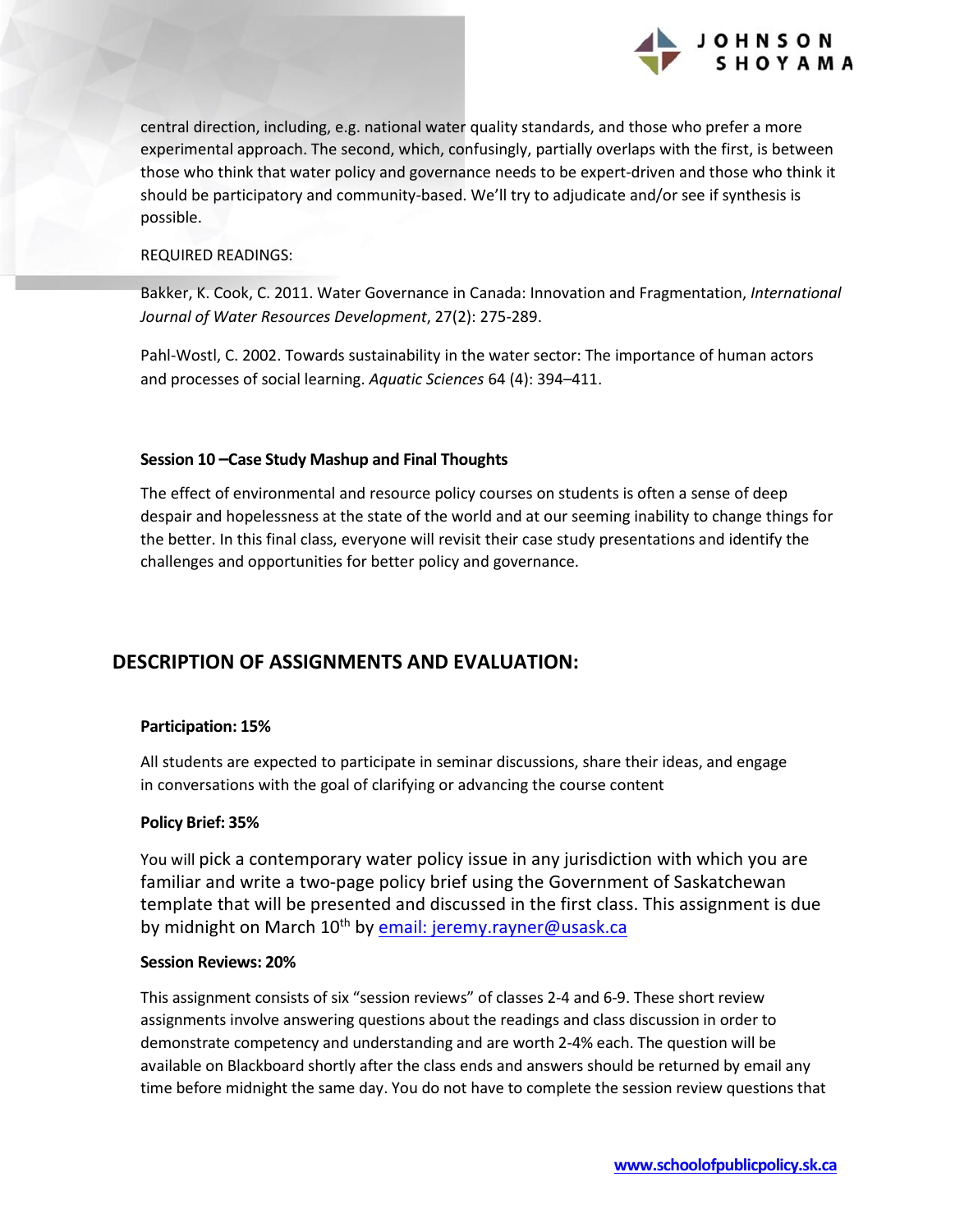central direction, including, e.g. national water quality standards, and those who prefer a more experimental approach. The second, which, confusingly, partially overlaps with the first, is between those who think that water policy and governance needs to be expert-driven and those who think it should be participatory and community-based. We'll try to adjudicate and/or see if synthesis is possible.

REQUIRED READINGS:

Bakker, K. Cook, C. 2011. Water Governance in Canada: Innovation and Fragmentation, *International Journal of Water Resources Development*, 27(2): 275-289.

Pahl-Wostl, C. 2002. Towards sustainability in the water sector: The importance of human actors and processes of social learning. *Aquatic Sciences* 64 (4): 394–411.

**Session 10 –Case Study Mashup and Final Thoughts**

The effect of environmental and resource policy courses on students is often a sense of deep despair and hopelessness at the state of the world and at our seeming inability to change things for the better. In this final class, everyone will revisit their case study presentations and identify the challenges and opportunities for better policy and governance.

## DESCRIPTION OF ASSIGNMENTS AND EVALUATION:

**Participation: 15%**

All students are expected to participate in seminar discussions, share their ideas, and engage in conversations with the goal of clarifying or advancing the course content

**Policy Brief: 35%**

You will pick a contemporary water policy issue in any jurisdiction with which you are familiar and write a two-page policy brief using the Government of Saskatchewan template that will be presented and discussed in the first class. This assignment is due by midnight on March 10th by email: jeremy.rayner@usask.ca

**Session Reviews: 20%**

This assignment consists of six "session reviews" of classes 2-4 and 6-9. These short review assignments involve answering questions about the readings and class discussion in order to demonstrate competency and understanding and are worth 2-4% each. The question will be available on Blackboard shortly after the class ends and answers should be returned by email any time before midnight the same day. You do not have to complete the session review questions that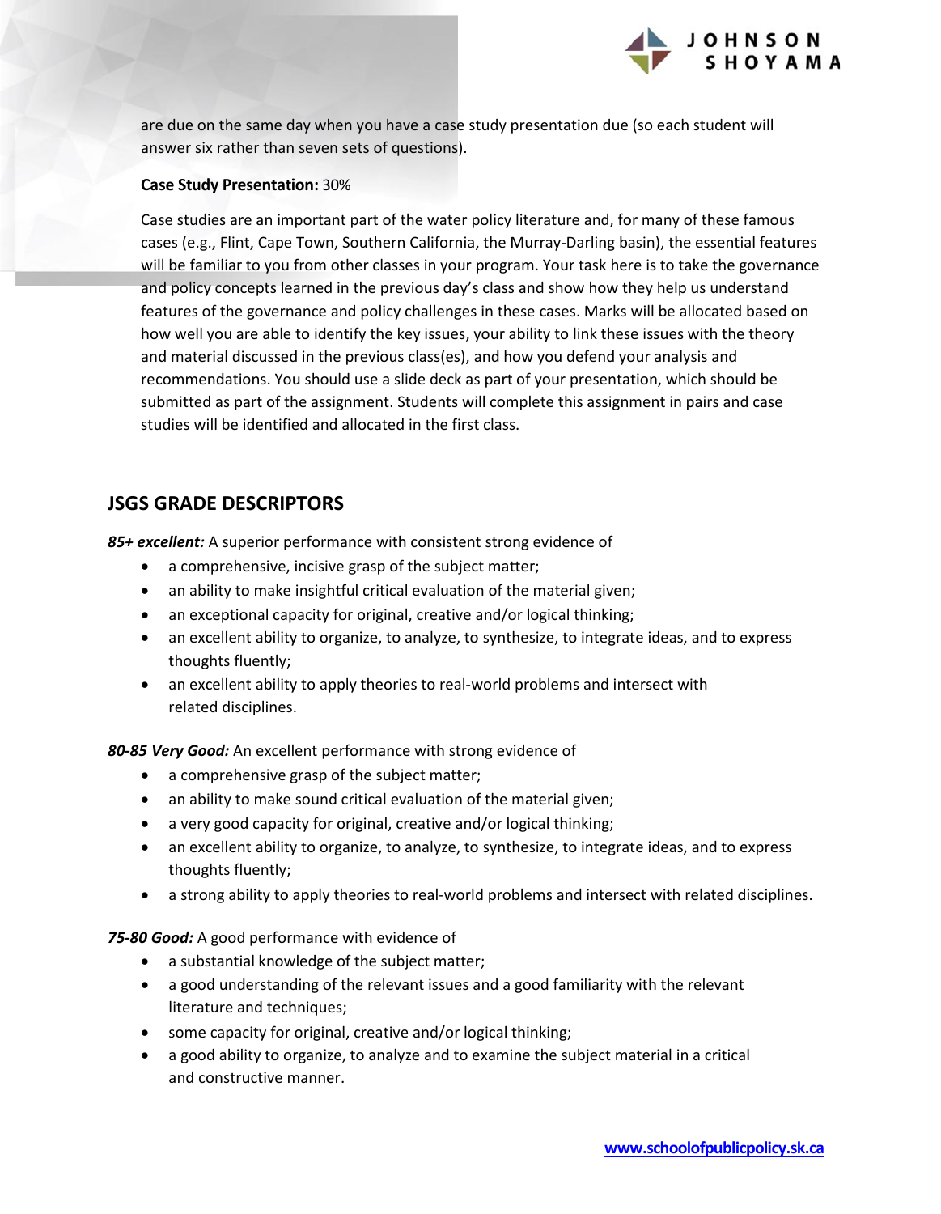are due on the same day when you have a case study presentation due (so each student will answer six rather than seven sets of questions).

**Case Study Presentation:** 30%

Case studies are an important part of the water policy literature and, for many of these famous cases (e.g., Flint, Cape Town, Southern California, the Murray-Darling basin), the essential features will be familiar to you from other classes in your program. Your task here is to take the governance and policy concepts learned in the previous day's class and show how they help us understand features of the governance and policy challenges in these cases. Marks will be allocated based on how well you are able to identify the key issues, your ability to link these issues with the theory and material discussed in the previous class(es), and how you defend your analysis and recommendations. You should use a slide deck as part of your presentation, which should be submitted as part of the assignment. Students will complete this assignment in pairs and case studies will be identified and allocated in the first class.

## JSGS GRADE DESCRIPTORS

***85+ excellent:*** A superior performance with consistent strong evidence of

- a comprehensive, incisive grasp of the subject matter;
- an ability to make insightful critical evaluation of the material given;
- an exceptional capacity for original, creative and/or logical thinking;
- an excellent ability to organize, to analyze, to synthesize, to integrate ideas, and to express thoughts fluently;
- an excellent ability to apply theories to real-world problems and intersect with related disciplines.

***80-85 Very Good:*** An excellent performance with strong evidence of

- a comprehensive grasp of the subject matter;
- an ability to make sound critical evaluation of the material given;
- a very good capacity for original, creative and/or logical thinking;
- an excellent ability to organize, to analyze, to synthesize, to integrate ideas, and to express thoughts fluently;
- a strong ability to apply theories to real-world problems and intersect with related disciplines.

***75-80 Good:*** A good performance with evidence of

- a substantial knowledge of the subject matter;
- a good understanding of the relevant issues and a good familiarity with the relevant literature and techniques;
- some capacity for original, creative and/or logical thinking;
- a good ability to organize, to analyze and to examine the subject material in a critical and constructive manner.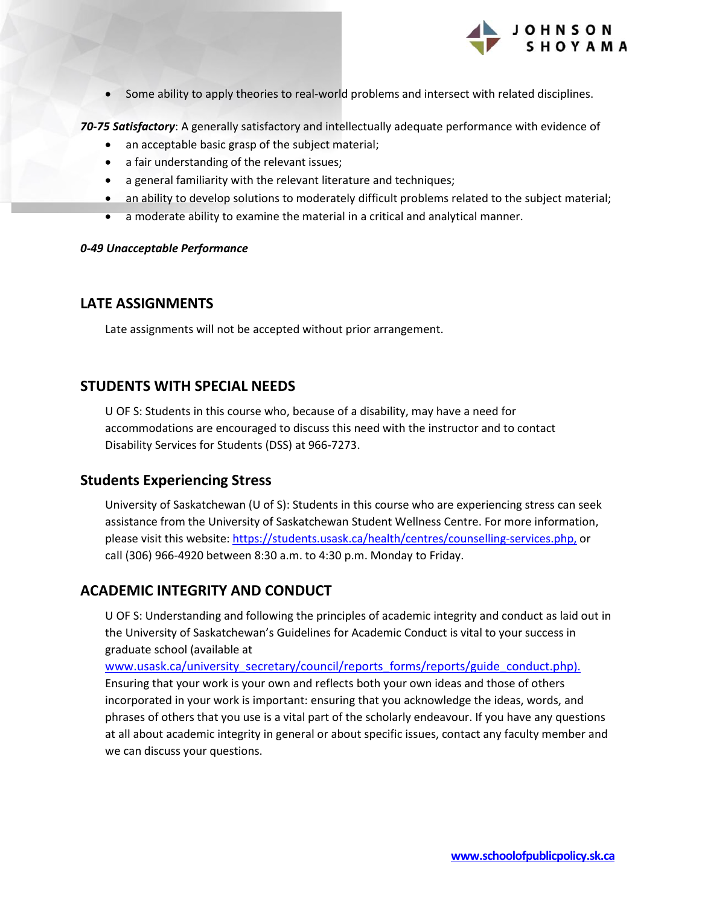- Some ability to apply theories to real-world problems and intersect with related disciplines.

***70-75 Satisfactory***: A generally satisfactory and intellectually adequate performance with evidence of

- an acceptable basic grasp of the subject material;
- a fair understanding of the relevant issues;
- a general familiarity with the relevant literature and techniques;
- an ability to develop solutions to moderately difficult problems related to the subject material;
- a moderate ability to examine the material in a critical and analytical manner.

***0-49 Unacceptable Performance***

## LATE ASSIGNMENTS

Late assignments will not be accepted without prior arrangement.

## STUDENTS WITH SPECIAL NEEDS

U OF S: Students in this course who, because of a disability, may have a need for accommodations are encouraged to discuss this need with the instructor and to contact Disability Services for Students (DSS) at 966-7273.

## Students Experiencing Stress

University of Saskatchewan (U of S): Students in this course who are experiencing stress can seek assistance from the University of Saskatchewan Student Wellness Centre. For more information, please visit this website: https://students.usask.ca/health/centres/counselling-services.php, or call (306) 966-4920 between 8:30 a.m. to 4:30 p.m. Monday to Friday.

## ACADEMIC INTEGRITY AND CONDUCT

U OF S: Understanding and following the principles of academic integrity and conduct as laid out in the University of Saskatchewan's Guidelines for Academic Conduct is vital to your success in graduate school (available at www.usask.ca/university_secretary/council/reports_forms/reports/guide_conduct.php). Ensuring that your work is your own and reflects both your own ideas and those of others incorporated in your work is important: ensuring that you acknowledge the ideas, words, and phrases of others that you use is a vital part of the scholarly endeavour. If you have any questions at all about academic integrity in general or about specific issues, contact any faculty member and we can discuss your questions.